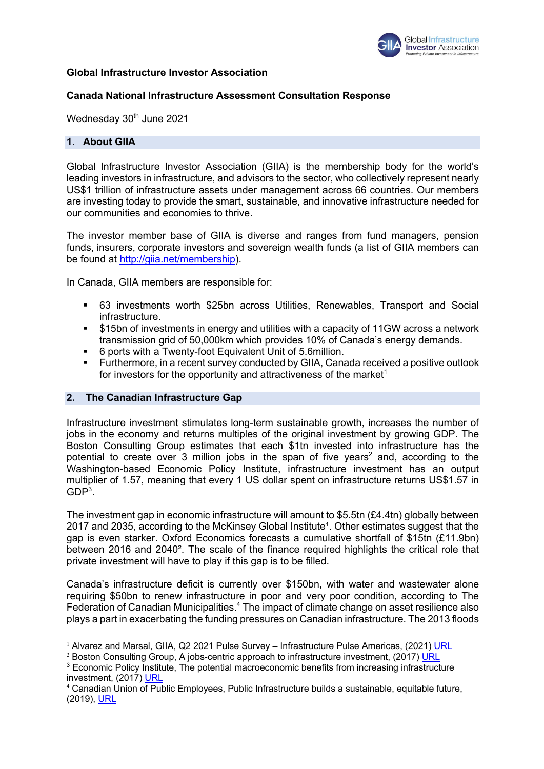**Global Infrastructure Investor Association**

**Canada National Infrastructure Assessment Consultation Response**

Wednesday 30th June 2021

## 1. About GIIA

Global Infrastructure Investor Association (GIIA) is the membership body for the world's leading investors in infrastructure, and advisors to the sector, who collectively represent nearly US$1 trillion of infrastructure assets under management across 66 countries. Our members are investing today to provide the smart, sustainable, and innovative infrastructure needed for our communities and economies to thrive.

The investor member base of GIIA is diverse and ranges from fund managers, pension funds, insurers, corporate investors and sovereign wealth funds (a list of GIIA members can be found at http://giia.net/membership).

In Canada, GIIA members are responsible for:

- 63 investments worth $25bn across Utilities, Renewables, Transport and Social infrastructure.
- $15bn of investments in energy and utilities with a capacity of 11GW across a network transmission grid of 50,000km which provides 10% of Canada's energy demands.
- 6 ports with a Twenty-foot Equivalent Unit of 5.6million.
- Furthermore, in a recent survey conducted by GIIA, Canada received a positive outlook for investors for the opportunity and attractiveness of the market[1]

## 2. The Canadian Infrastructure Gap

Infrastructure investment stimulates long-term sustainable growth, increases the number of jobs in the economy and returns multiples of the original investment by growing GDP. The Boston Consulting Group estimates that each $1tn invested into infrastructure has the potential to create over 3 million jobs in the span of five years[2] and, according to the Washington-based Economic Policy Institute, infrastructure investment has an output multiplier of 1.57, meaning that every 1 US dollar spent on infrastructure returns US$1.57 in GDP[3].

The investment gap in economic infrastructure will amount to $5.5tn (£4.4tn) globally between 2017 and 2035, according to the McKinsey Global Institute[1]. Other estimates suggest that the gap is even starker. Oxford Economics forecasts a cumulative shortfall of $15tn (£11.9bn) between 2016 and 2040[2]. The scale of the finance required highlights the critical role that private investment will have to play if this gap is to be filled.

Canada's infrastructure deficit is currently over $150bn, with water and wastewater alone requiring $50bn to renew infrastructure in poor and very poor condition, according to The Federation of Canadian Municipalities.[4] The impact of climate change on asset resilience also plays a part in exacerbating the funding pressures on Canadian infrastructure. The 2013 floods

---

[1] Alvarez and Marsal, GIIA, Q2 2021 Pulse Survey – Infrastructure Pulse Americas, (2021) URL

[2] Boston Consulting Group, A jobs-centric approach to infrastructure investment, (2017) URL

[3] Economic Policy Institute, The potential macroeconomic benefits from increasing infrastructure investment, (2017) URL

[4] Canadian Union of Public Employees, Public Infrastructure builds a sustainable, equitable future, (2019), URL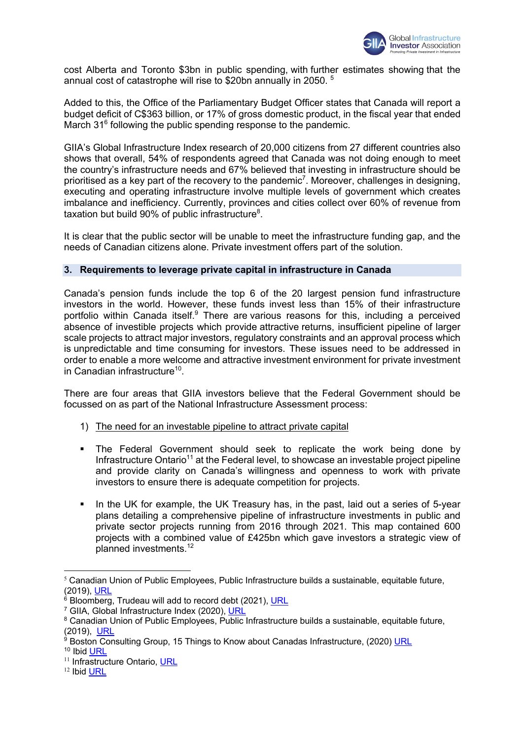cost Alberta and Toronto $3bn in public spending, with further estimates showing that the annual cost of catastrophe will rise to $20bn annually in 2050. [5]

Added to this, the Office of the Parliamentary Budget Officer states that Canada will report a budget deficit of C$363 billion, or 17% of gross domestic product, in the fiscal year that ended March 31[6] following the public spending response to the pandemic.

GIIA's Global Infrastructure Index research of 20,000 citizens from 27 different countries also shows that overall, 54% of respondents agreed that Canada was not doing enough to meet the country's infrastructure needs and 67% believed that investing in infrastructure should be prioritised as a key part of the recovery to the pandemic[7]. Moreover, challenges in designing, executing and operating infrastructure involve multiple levels of government which creates imbalance and inefficiency. Currently, provinces and cities collect over 60% of revenue from taxation but build 90% of public infrastructure[8].

It is clear that the public sector will be unable to meet the infrastructure funding gap, and the needs of Canadian citizens alone. Private investment offers part of the solution.

## 3. Requirements to leverage private capital in infrastructure in Canada

Canada's pension funds include the top 6 of the 20 largest pension fund infrastructure investors in the world. However, these funds invest less than 15% of their infrastructure portfolio within Canada itself.[9] There are various reasons for this, including a perceived absence of investible projects which provide attractive returns, insufficient pipeline of larger scale projects to attract major investors, regulatory constraints and an approval process which is unpredictable and time consuming for investors. These issues need to be addressed in order to enable a more welcome and attractive investment environment for private investment in Canadian infrastructure[10].

There are four areas that GIIA investors believe that the Federal Government should be focussed on as part of the National Infrastructure Assessment process:

1) The need for an investable pipeline to attract private capital

- The Federal Government should seek to replicate the work being done by Infrastructure Ontario[11] at the Federal level, to showcase an investable project pipeline and provide clarity on Canada's willingness and openness to work with private investors to ensure there is adequate competition for projects.
- In the UK for example, the UK Treasury has, in the past, laid out a series of 5-year plans detailing a comprehensive pipeline of infrastructure investments in public and private sector projects running from 2016 through 2021. This map contained 600 projects with a combined value of £425bn which gave investors a strategic view of planned investments.[12]

---

[5] Canadian Union of Public Employees, Public Infrastructure builds a sustainable, equitable future, (2019), URL
[6] Bloomberg, Trudeau will add to record debt (2021), URL
[7] GIIA, Global Infrastructure Index (2020), URL
[8] Canadian Union of Public Employees, Public Infrastructure builds a sustainable, equitable future, (2019), URL
[9] Boston Consulting Group, 15 Things to Know about Canadas Infrastructure, (2020) URL
[10] Ibid URL
[11] Infrastructure Ontario, URL
[12] Ibid URL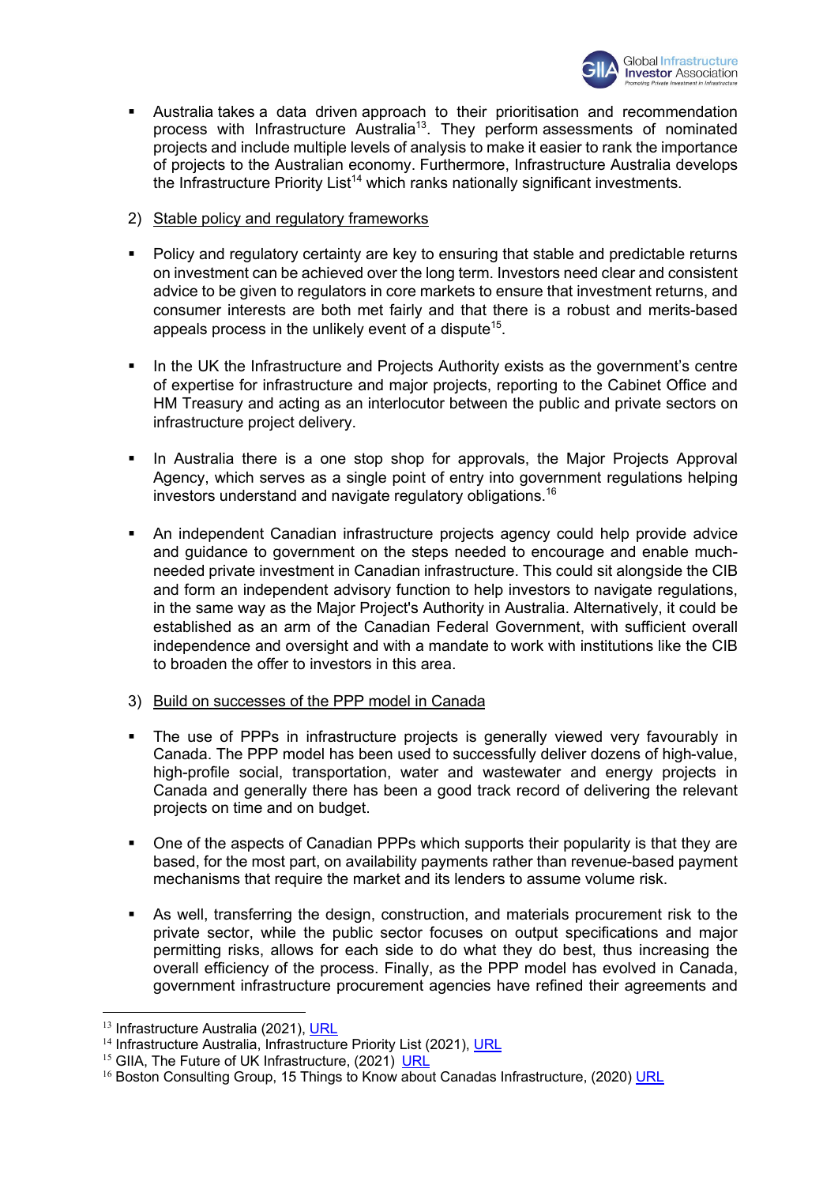- Australia takes a data driven approach to their prioritisation and recommendation process with Infrastructure Australia[13]. They perform assessments of nominated projects and include multiple levels of analysis to make it easier to rank the importance of projects to the Australian economy. Furthermore, Infrastructure Australia develops the Infrastructure Priority List[14] which ranks nationally significant investments.

2) Stable policy and regulatory frameworks

- Policy and regulatory certainty are key to ensuring that stable and predictable returns on investment can be achieved over the long term. Investors need clear and consistent advice to be given to regulators in core markets to ensure that investment returns, and consumer interests are both met fairly and that there is a robust and merits-based appeals process in the unlikely event of a dispute[15].

- In the UK the Infrastructure and Projects Authority exists as the government's centre of expertise for infrastructure and major projects, reporting to the Cabinet Office and HM Treasury and acting as an interlocutor between the public and private sectors on infrastructure project delivery.

- In Australia there is a one stop shop for approvals, the Major Projects Approval Agency, which serves as a single point of entry into government regulations helping investors understand and navigate regulatory obligations.[16]

- An independent Canadian infrastructure projects agency could help provide advice and guidance to government on the steps needed to encourage and enable much-needed private investment in Canadian infrastructure. This could sit alongside the CIB and form an independent advisory function to help investors to navigate regulations, in the same way as the Major Project's Authority in Australia. Alternatively, it could be established as an arm of the Canadian Federal Government, with sufficient overall independence and oversight and with a mandate to work with institutions like the CIB to broaden the offer to investors in this area.

3) Build on successes of the PPP model in Canada

- The use of PPPs in infrastructure projects is generally viewed very favourably in Canada. The PPP model has been used to successfully deliver dozens of high-value, high-profile social, transportation, water and wastewater and energy projects in Canada and generally there has been a good track record of delivering the relevant projects on time and on budget.

- One of the aspects of Canadian PPPs which supports their popularity is that they are based, for the most part, on availability payments rather than revenue-based payment mechanisms that require the market and its lenders to assume volume risk.

- As well, transferring the design, construction, and materials procurement risk to the private sector, while the public sector focuses on output specifications and major permitting risks, allows for each side to do what they do best, thus increasing the overall efficiency of the process. Finally, as the PPP model has evolved in Canada, government infrastructure procurement agencies have refined their agreements and

---

[13] Infrastructure Australia (2021), URL
[14] Infrastructure Australia, Infrastructure Priority List (2021), URL
[15] GIIA, The Future of UK Infrastructure, (2021) URL
[16] Boston Consulting Group, 15 Things to Know about Canadas Infrastructure, (2020) URL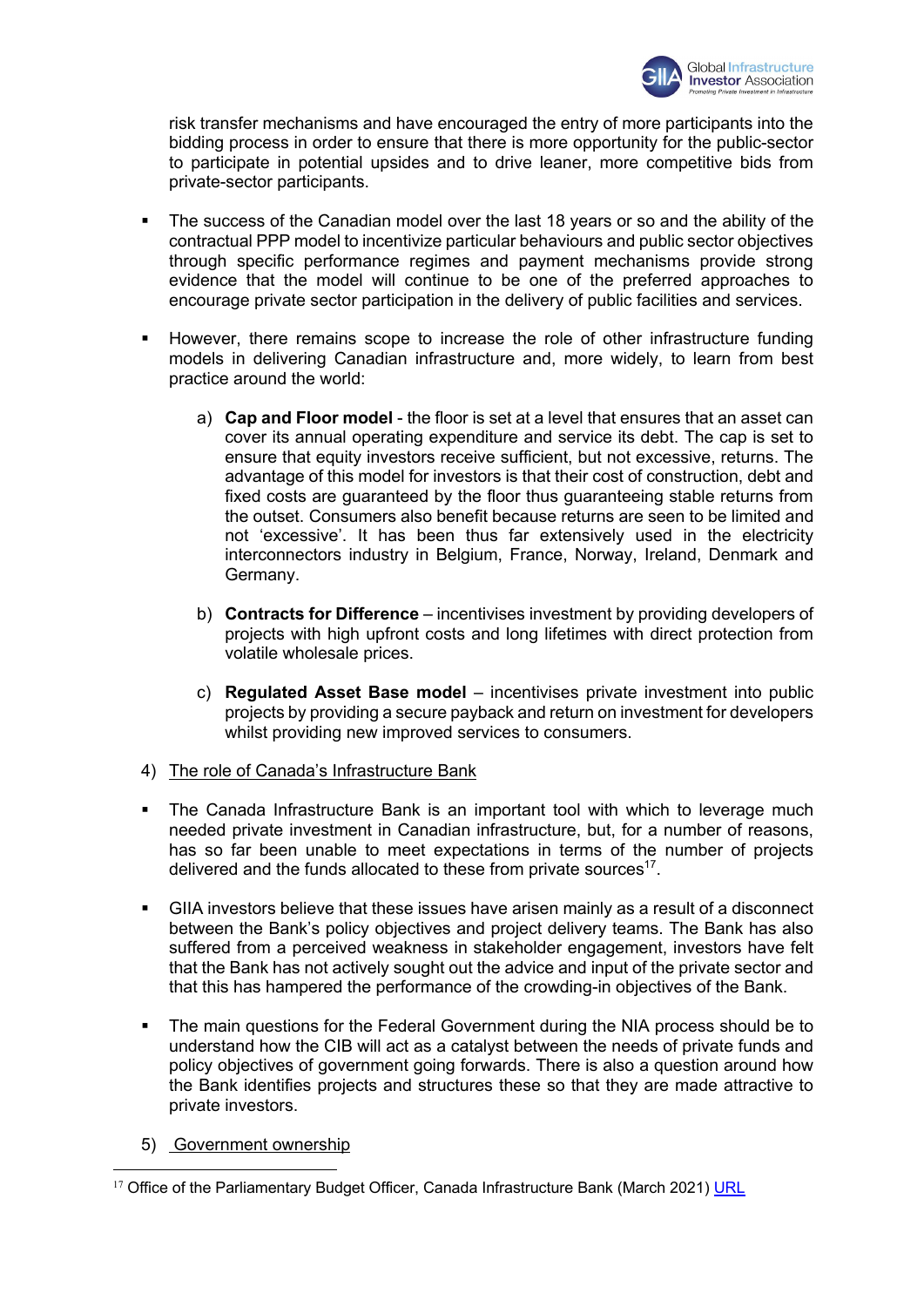risk transfer mechanisms and have encouraged the entry of more participants into the bidding process in order to ensure that there is more opportunity for the public-sector to participate in potential upsides and to drive leaner, more competitive bids from private-sector participants.

- The success of the Canadian model over the last 18 years or so and the ability of the contractual PPP model to incentivize particular behaviours and public sector objectives through specific performance regimes and payment mechanisms provide strong evidence that the model will continue to be one of the preferred approaches to encourage private sector participation in the delivery of public facilities and services.

- However, there remains scope to increase the role of other infrastructure funding models in delivering Canadian infrastructure and, more widely, to learn from best practice around the world:

  a) **Cap and Floor model** - the floor is set at a level that ensures that an asset can cover its annual operating expenditure and service its debt. The cap is set to ensure that equity investors receive sufficient, but not excessive, returns. The advantage of this model for investors is that their cost of construction, debt and fixed costs are guaranteed by the floor thus guaranteeing stable returns from the outset. Consumers also benefit because returns are seen to be limited and not 'excessive'. It has been thus far extensively used in the electricity interconnectors industry in Belgium, France, Norway, Ireland, Denmark and Germany.

  b) **Contracts for Difference** – incentivises investment by providing developers of projects with high upfront costs and long lifetimes with direct protection from volatile wholesale prices.

  c) **Regulated Asset Base model** – incentivises private investment into public projects by providing a secure payback and return on investment for developers whilst providing new improved services to consumers.

4) <u>The role of Canada's Infrastructure Bank</u>

- The Canada Infrastructure Bank is an important tool with which to leverage much needed private investment in Canadian infrastructure, but, for a number of reasons, has so far been unable to meet expectations in terms of the number of projects delivered and the funds allocated to these from private sources[17].

- GIIA investors believe that these issues have arisen mainly as a result of a disconnect between the Bank's policy objectives and project delivery teams. The Bank has also suffered from a perceived weakness in stakeholder engagement, investors have felt that the Bank has not actively sought out the advice and input of the private sector and that this has hampered the performance of the crowding-in objectives of the Bank.

- The main questions for the Federal Government during the NIA process should be to understand how the CIB will act as a catalyst between the needs of private funds and policy objectives of government going forwards. There is also a question around how the Bank identifies projects and structures these so that they are made attractive to private investors.

5) <u>Government ownership</u>

---

[17] Office of the Parliamentary Budget Officer, Canada Infrastructure Bank (March 2021) URL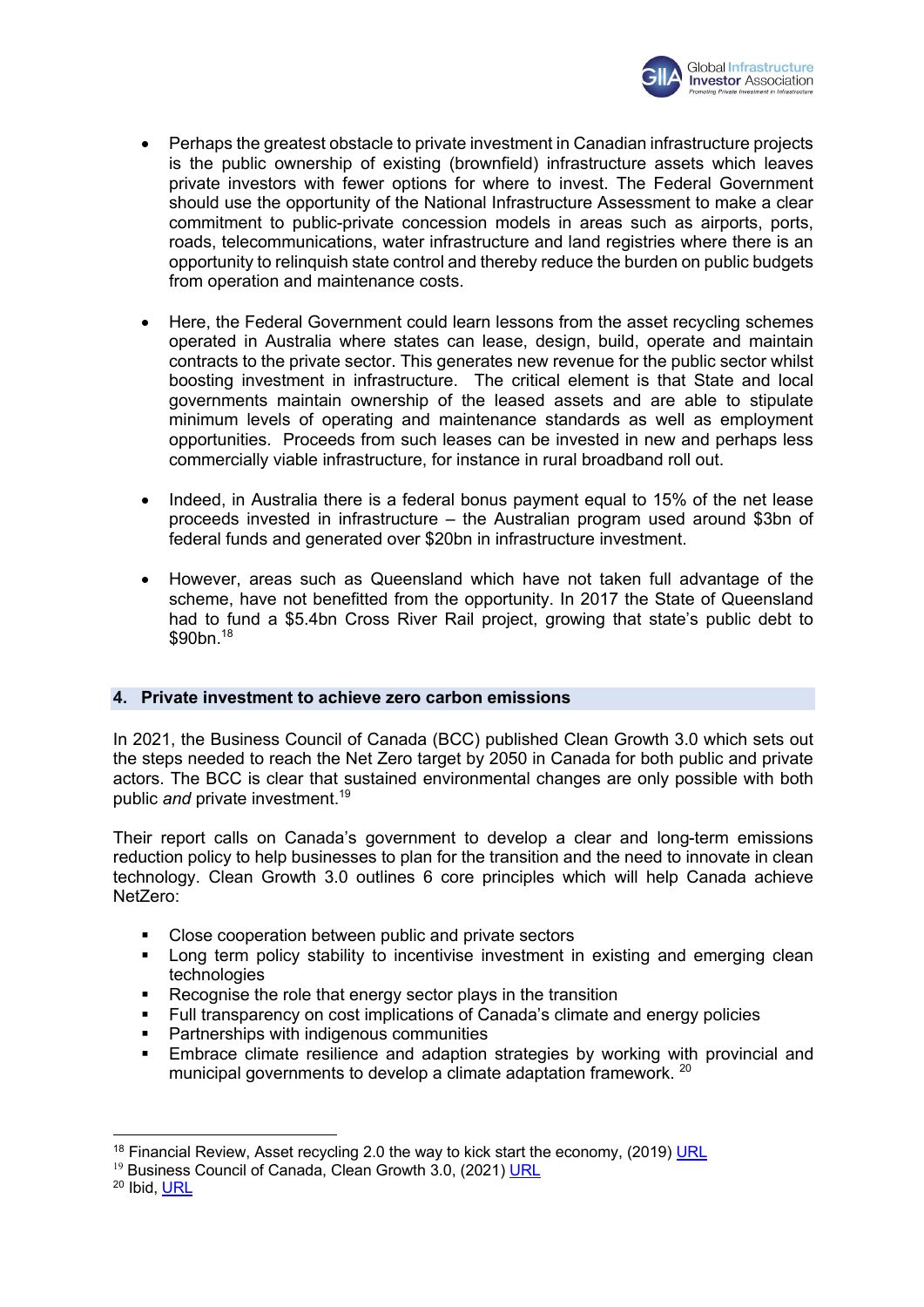- Perhaps the greatest obstacle to private investment in Canadian infrastructure projects is the public ownership of existing (brownfield) infrastructure assets which leaves private investors with fewer options for where to invest. The Federal Government should use the opportunity of the National Infrastructure Assessment to make a clear commitment to public-private concession models in areas such as airports, ports, roads, telecommunications, water infrastructure and land registries where there is an opportunity to relinquish state control and thereby reduce the burden on public budgets from operation and maintenance costs.

- Here, the Federal Government could learn lessons from the asset recycling schemes operated in Australia where states can lease, design, build, operate and maintain contracts to the private sector. This generates new revenue for the public sector whilst boosting investment in infrastructure. The critical element is that State and local governments maintain ownership of the leased assets and are able to stipulate minimum levels of operating and maintenance standards as well as employment opportunities. Proceeds from such leases can be invested in new and perhaps less commercially viable infrastructure, for instance in rural broadband roll out.

- Indeed, in Australia there is a federal bonus payment equal to 15% of the net lease proceeds invested in infrastructure – the Australian program used around $3bn of federal funds and generated over $20bn in infrastructure investment.

- However, areas such as Queensland which have not taken full advantage of the scheme, have not benefitted from the opportunity. In 2017 the State of Queensland had to fund a $5.4bn Cross River Rail project, growing that state's public debt to $90bn.[18]

## 4. Private investment to achieve zero carbon emissions

In 2021, the Business Council of Canada (BCC) published Clean Growth 3.0 which sets out the steps needed to reach the Net Zero target by 2050 in Canada for both public and private actors. The BCC is clear that sustained environmental changes are only possible with both public *and* private investment.[19]

Their report calls on Canada's government to develop a clear and long-term emissions reduction policy to help businesses to plan for the transition and the need to innovate in clean technology. Clean Growth 3.0 outlines 6 core principles which will help Canada achieve NetZero:

- Close cooperation between public and private sectors
- Long term policy stability to incentivise investment in existing and emerging clean technologies
- Recognise the role that energy sector plays in the transition
- Full transparency on cost implications of Canada's climate and energy policies
- Partnerships with indigenous communities
- Embrace climate resilience and adaption strategies by working with provincial and municipal governments to develop a climate adaptation framework. [20]

---

[18] Financial Review, Asset recycling 2.0 the way to kick start the economy, (2019) URL

[19] Business Council of Canada, Clean Growth 3.0, (2021) URL

[20] Ibid, URL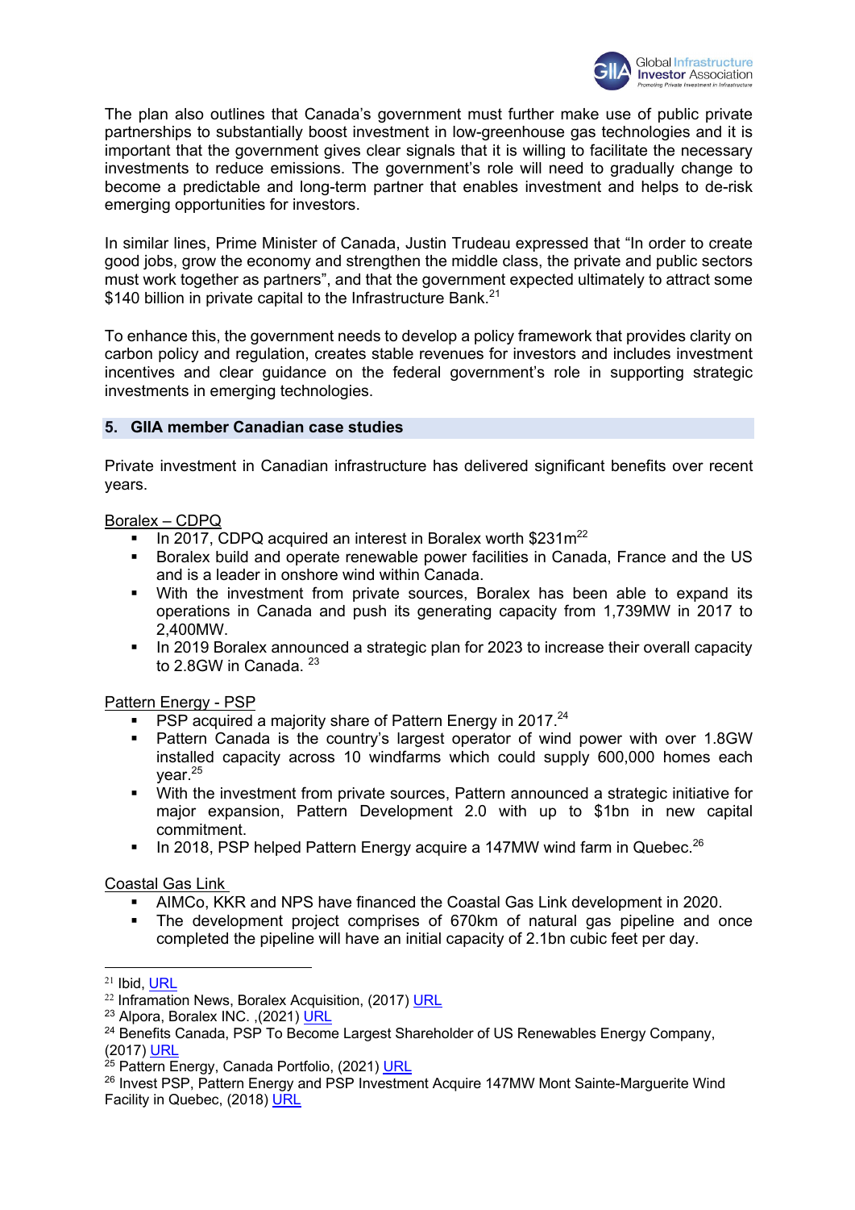The plan also outlines that Canada's government must further make use of public private partnerships to substantially boost investment in low-greenhouse gas technologies and it is important that the government gives clear signals that it is willing to facilitate the necessary investments to reduce emissions. The government's role will need to gradually change to become a predictable and long-term partner that enables investment and helps to de-risk emerging opportunities for investors.

In similar lines, Prime Minister of Canada, Justin Trudeau expressed that "In order to create good jobs, grow the economy and strengthen the middle class, the private and public sectors must work together as partners", and that the government expected ultimately to attract some $140 billion in private capital to the Infrastructure Bank.[21]

To enhance this, the government needs to develop a policy framework that provides clarity on carbon policy and regulation, creates stable revenues for investors and includes investment incentives and clear guidance on the federal government's role in supporting strategic investments in emerging technologies.

## 5. GIIA member Canadian case studies

Private investment in Canadian infrastructure has delivered significant benefits over recent years.

<u>Boralex – CDPQ</u>

- In 2017, CDPQ acquired an interest in Boralex worth $231m[22]
- Boralex build and operate renewable power facilities in Canada, France and the US and is a leader in onshore wind within Canada.
- With the investment from private sources, Boralex has been able to expand its operations in Canada and push its generating capacity from 1,739MW in 2017 to 2,400MW.
- In 2019 Boralex announced a strategic plan for 2023 to increase their overall capacity to 2.8GW in Canada. [23]

<u>Pattern Energy - PSP</u>

- PSP acquired a majority share of Pattern Energy in 2017.[24]
- Pattern Canada is the country's largest operator of wind power with over 1.8GW installed capacity across 10 windfarms which could supply 600,000 homes each year.[25]
- With the investment from private sources, Pattern announced a strategic initiative for major expansion, Pattern Development 2.0 with up to $1bn in new capital commitment.
- In 2018, PSP helped Pattern Energy acquire a 147MW wind farm in Quebec.[26]

<u>Coastal Gas Link</u>

- AIMCo, KKR and NPS have financed the Coastal Gas Link development in 2020.
- The development project comprises of 670km of natural gas pipeline and once completed the pipeline will have an initial capacity of 2.1bn cubic feet per day.

---

[21] Ibid, URL
[22] Inframation News, Boralex Acquisition, (2017) URL
[23] Alpora, Boralex INC. ,(2021) URL
[24] Benefits Canada, PSP To Become Largest Shareholder of US Renewables Energy Company, (2017) URL
[25] Pattern Energy, Canada Portfolio, (2021) URL
[26] Invest PSP, Pattern Energy and PSP Investment Acquire 147MW Mont Sainte-Marguerite Wind Facility in Quebec, (2018) URL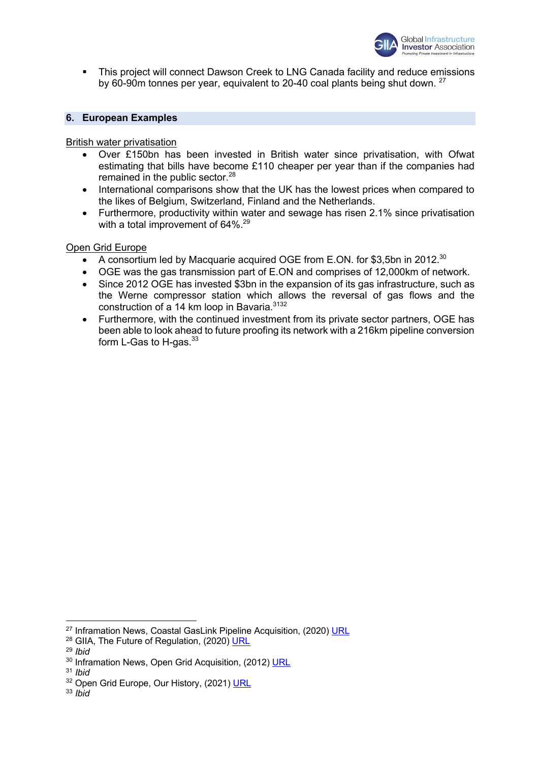- This project will connect Dawson Creek to LNG Canada facility and reduce emissions by 60-90m tonnes per year, equivalent to 20-40 coal plants being shut down. [27]

## 6. European Examples

British water privatisation

- Over £150bn has been invested in British water since privatisation, with Ofwat estimating that bills have become £110 cheaper per year than if the companies had remained in the public sector.[28]
- International comparisons show that the UK has the lowest prices when compared to the likes of Belgium, Switzerland, Finland and the Netherlands.
- Furthermore, productivity within water and sewage has risen 2.1% since privatisation with a total improvement of 64%.[29]

Open Grid Europe

- A consortium led by Macquarie acquired OGE from E.ON. for $3,5bn in 2012.[30]
- OGE was the gas transmission part of E.ON and comprises of 12,000km of network.
- Since 2012 OGE has invested $3bn in the expansion of its gas infrastructure, such as the Werne compressor station which allows the reversal of gas flows and the construction of a 14 km loop in Bavaria.[31][32]
- Furthermore, with the continued investment from its private sector partners, OGE has been able to look ahead to future proofing its network with a 216km pipeline conversion form L-Gas to H-gas.[33]

---

[27] Inframation News, Coastal GasLink Pipeline Acquisition, (2020) URL
[28] GIIA, The Future of Regulation, (2020) URL
[29] *Ibid*
[30] Inframation News, Open Grid Acquisition, (2012) URL
[31] *Ibid*
[32] Open Grid Europe, Our History, (2021) URL
[33] *Ibid*